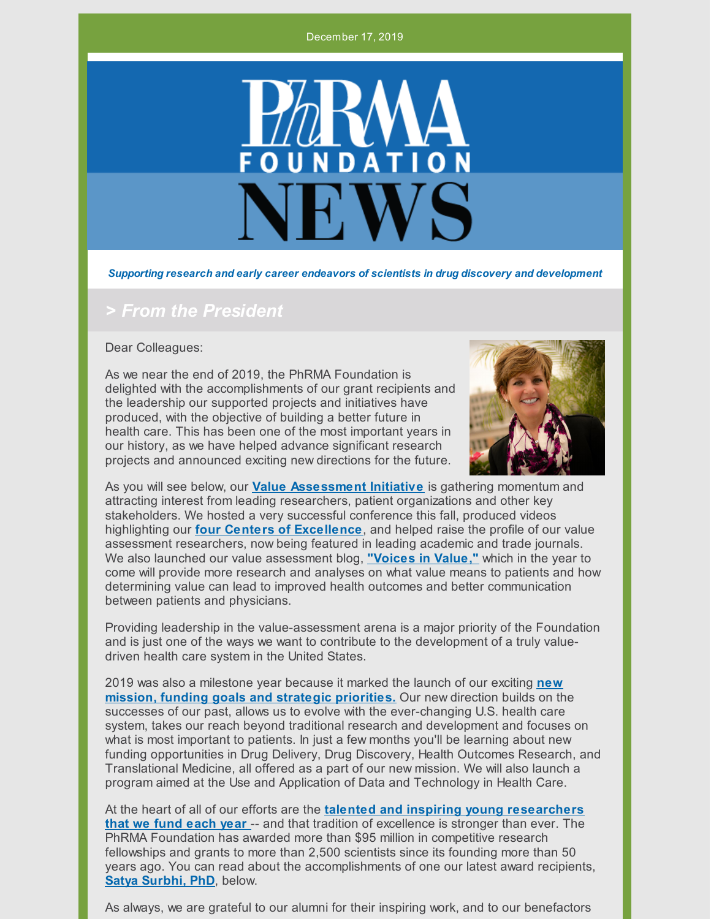December 17, 2019

# PhRMA FOUNDATION NEWS

***Supporting research and early career endeavors of scientists in drug discovery and development***

## *> From the President*

Dear Colleagues:

As we near the end of 2019, the PhRMA Foundation is delighted with the accomplishments of our grant recipients and the leadership our supported projects and initiatives have produced, with the objective of building a better future in health care. This has been one of the most important years in our history, as we have helped advance significant research projects and announced exciting new directions for the future.

As you will see below, our **Value Assessment Initiative** is gathering momentum and attracting interest from leading researchers, patient organizations and other key stakeholders. We hosted a very successful conference this fall, produced videos highlighting our **four Centers of Excellence**, and helped raise the profile of our value assessment researchers, now being featured in leading academic and trade journals. We also launched our value assessment blog, **"Voices in Value,"** which in the year to come will provide more research and analyses on what value means to patients and how determining value can lead to improved health outcomes and better communication between patients and physicians.

Providing leadership in the value-assessment arena is a major priority of the Foundation and is just one of the ways we want to contribute to the development of a truly value-driven health care system in the United States.

2019 was also a milestone year because it marked the launch of our exciting **new mission, funding goals and strategic priorities.** Our new direction builds on the successes of our past, allows us to evolve with the ever-changing U.S. health care system, takes our reach beyond traditional research and development and focuses on what is most important to patients. In just a few months you'll be learning about new funding opportunities in Drug Delivery, Drug Discovery, Health Outcomes Research, and Translational Medicine, all offered as a part of our new mission. We will also launch a program aimed at the Use and Application of Data and Technology in Health Care.

At the heart of all of our efforts are the **talented and inspiring young researchers that we fund each year** -- and that tradition of excellence is stronger than ever. The PhRMA Foundation has awarded more than $95 million in competitive research fellowships and grants to more than 2,500 scientists since its founding more than 50 years ago. You can read about the accomplishments of one our latest award recipients, **Satya Surbhi, PhD**, below.

As always, we are grateful to our alumni for their inspiring work, and to our benefactors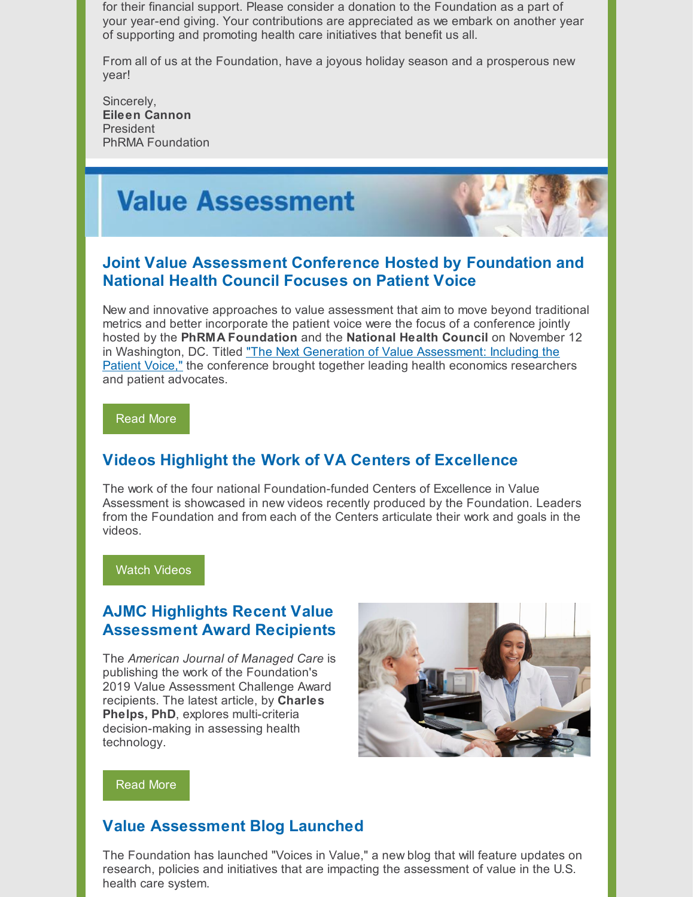for their financial support. Please consider a donation to the Foundation as a part of your year-end giving. Your contributions are appreciated as we embark on another year of supporting and promoting health care initiatives that benefit us all.

From all of us at the Foundation, have a joyous holiday season and a prosperous new year!

Sincerely,
**Eileen Cannon**
President
PhRMA Foundation

# Value Assessment

## Joint Value Assessment Conference Hosted by Foundation and National Health Council Focuses on Patient Voice

New and innovative approaches to value assessment that aim to move beyond traditional metrics and better incorporate the patient voice were the focus of a conference jointly hosted by the **PhRMA Foundation** and the **National Health Council** on November 12 in Washington, DC. Titled "The Next Generation of Value Assessment: Including the Patient Voice," the conference brought together leading health economics researchers and patient advocates.

Read More

## Videos Highlight the Work of VA Centers of Excellence

The work of the four national Foundation-funded Centers of Excellence in Value Assessment is showcased in new videos recently produced by the Foundation. Leaders from the Foundation and from each of the Centers articulate their work and goals in the videos.

Watch Videos

## AJMC Highlights Recent Value Assessment Award Recipients

The *American Journal of Managed Care* is publishing the work of the Foundation's 2019 Value Assessment Challenge Award recipients. The latest article, by **Charles Phelps, PhD**, explores multi-criteria decision-making in assessing health technology.

Read More

## Value Assessment Blog Launched

The Foundation has launched "Voices in Value," a new blog that will feature updates on research, policies and initiatives that are impacting the assessment of value in the U.S. health care system.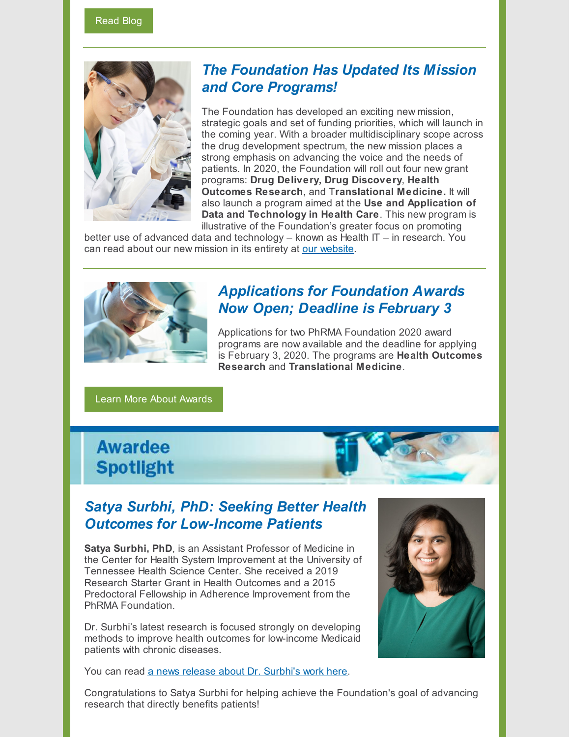Read Blog

## *The Foundation Has Updated Its Mission and Core Programs!*

The Foundation has developed an exciting new mission, strategic goals and set of funding priorities, which will launch in the coming year. With a broader multidisciplinary scope across the drug development spectrum, the new mission places a strong emphasis on advancing the voice and the needs of patients. In 2020, the Foundation will roll out four new grant programs: **Drug Delivery, Drug Discovery**, **Health Outcomes Research**, and T**ranslational Medicine.** It will also launch a program aimed at the **Use and Application of Data and Technology in Health Care**. This new program is illustrative of the Foundation's greater focus on promoting better use of advanced data and technology – known as Health IT – in research. You can read about our new mission in its entirety at [our website].

## *Applications for Foundation Awards Now Open; Deadline is February 3*

Applications for two PhRMA Foundation 2020 award programs are now available and the deadline for applying is February 3, 2020. The programs are **Health Outcomes Research** and **Translational Medicine**.

Learn More About Awards

# Awardee Spotlight

## *Satya Surbhi, PhD: Seeking Better Health Outcomes for Low-Income Patients*

**Satya Surbhi, PhD**, is an Assistant Professor of Medicine in the Center for Health System Improvement at the University of Tennessee Health Science Center. She received a 2019 Research Starter Grant in Health Outcomes and a 2015 Predoctoral Fellowship in Adherence Improvement from the PhRMA Foundation.

Dr. Surbhi's latest research is focused strongly on developing methods to improve health outcomes for low-income Medicaid patients with chronic diseases.

You can read [a news release about Dr. Surbhi's work here].

Congratulations to Satya Surbhi for helping achieve the Foundation's goal of advancing research that directly benefits patients!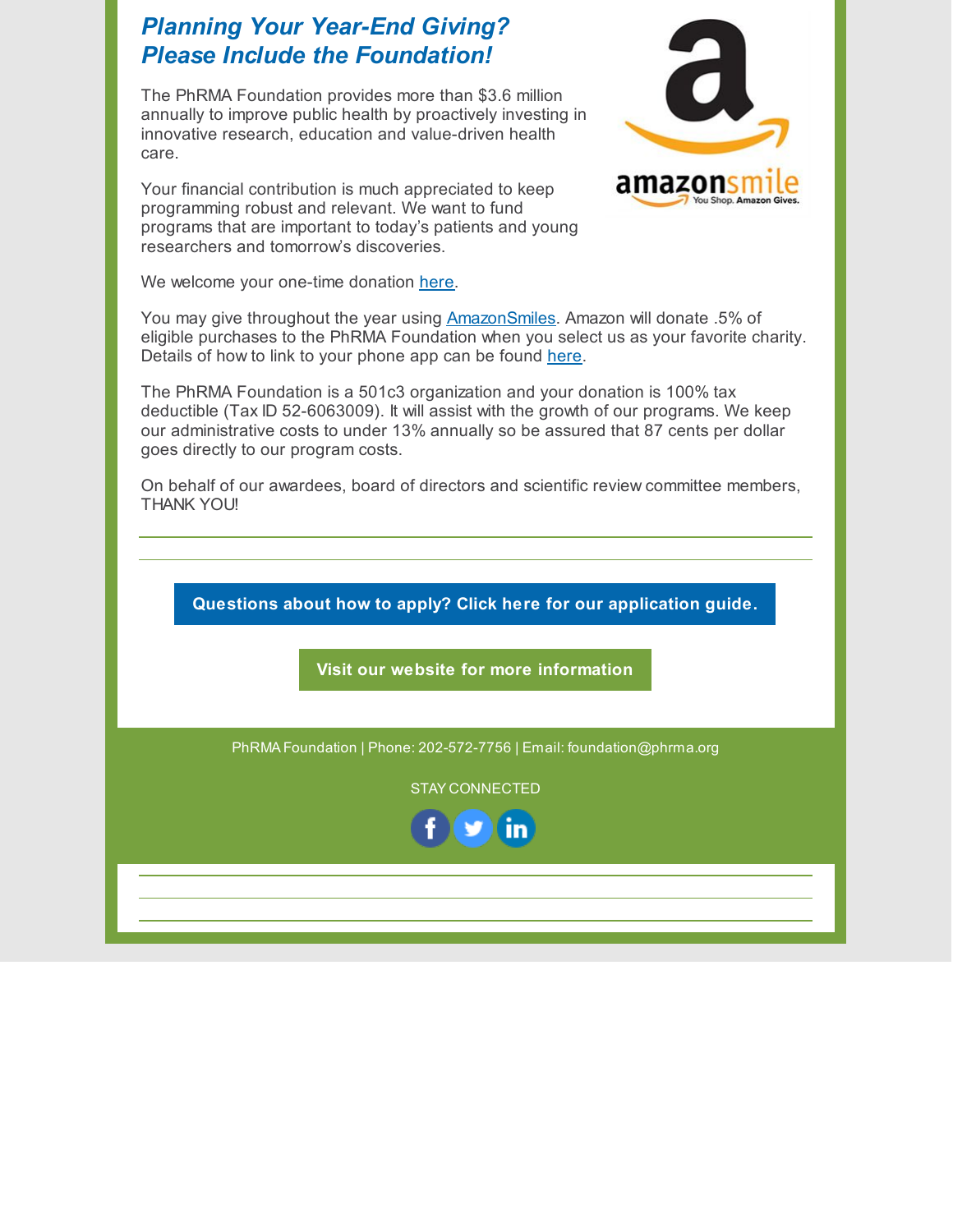## *Planning Your Year-End Giving? Please Include the Foundation!*

The PhRMA Foundation provides more than $3.6 million annually to improve public health by proactively investing in innovative research, education and value-driven health care.

Your financial contribution is much appreciated to keep programming robust and relevant. We want to fund programs that are important to today's patients and young researchers and tomorrow's discoveries.

We welcome your one-time donation here.

You may give throughout the year using AmazonSmiles. Amazon will donate .5% of eligible purchases to the PhRMA Foundation when you select us as your favorite charity. Details of how to link to your phone app can be found here.

The PhRMA Foundation is a 501c3 organization and your donation is 100% tax deductible (Tax ID 52-6063009). It will assist with the growth of our programs. We keep our administrative costs to under 13% annually so be assured that 87 cents per dollar goes directly to our program costs.

On behalf of our awardees, board of directors and scientific review committee members, THANK YOU!

---

**Questions about how to apply? Click here for our application guide.**

**Visit our website for more information**

PhRMA Foundation | Phone: 202-572-7756 | Email: foundation@phrma.org

STAY CONNECTED